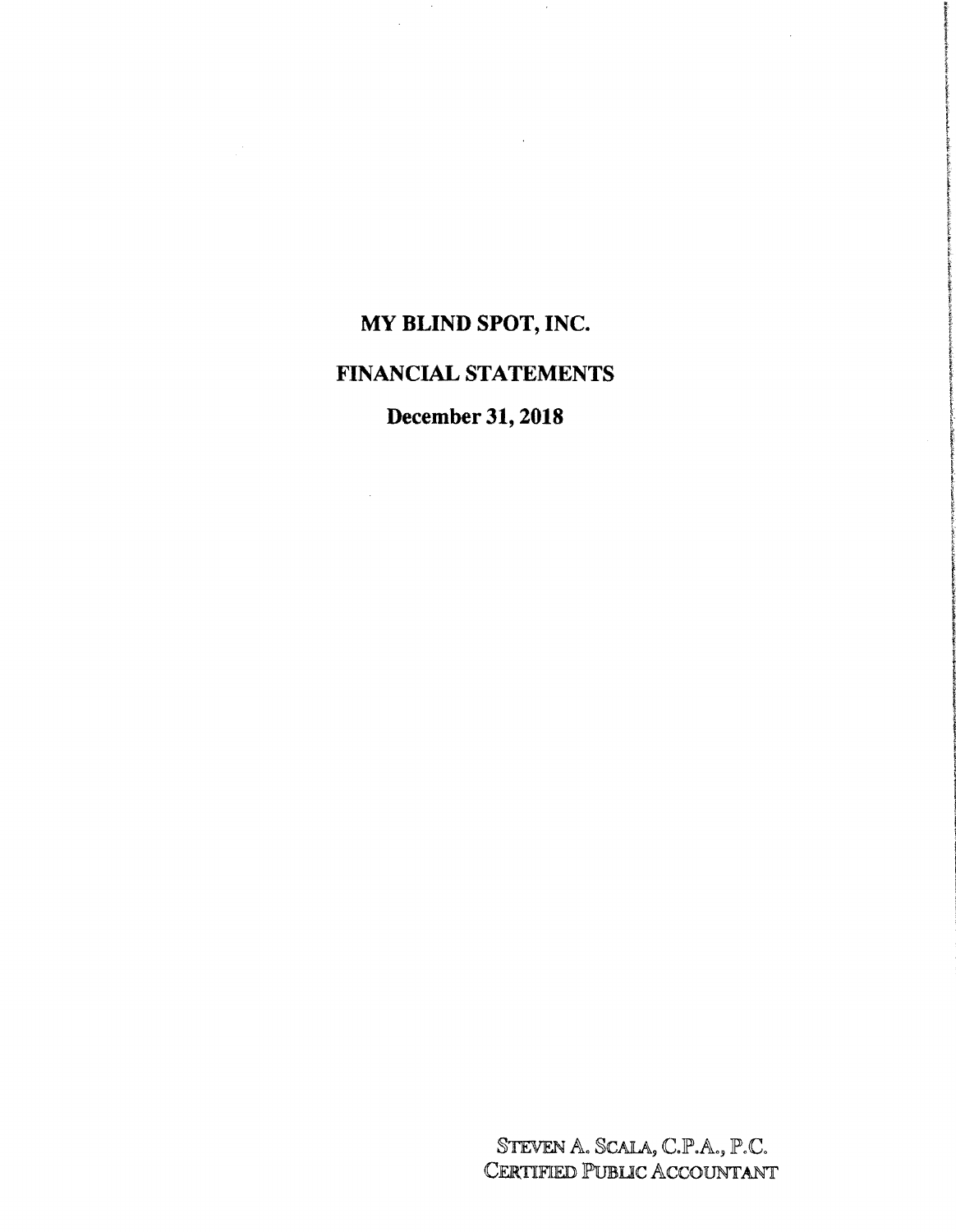# MY BLIND SPOT, INC.

## FINANCIAL STATEMENTS

### December 31, 2018

STEVEN A. SCALA, C.P.A., P.C.
CERTIFIED PUBLIC ACCOUNTANT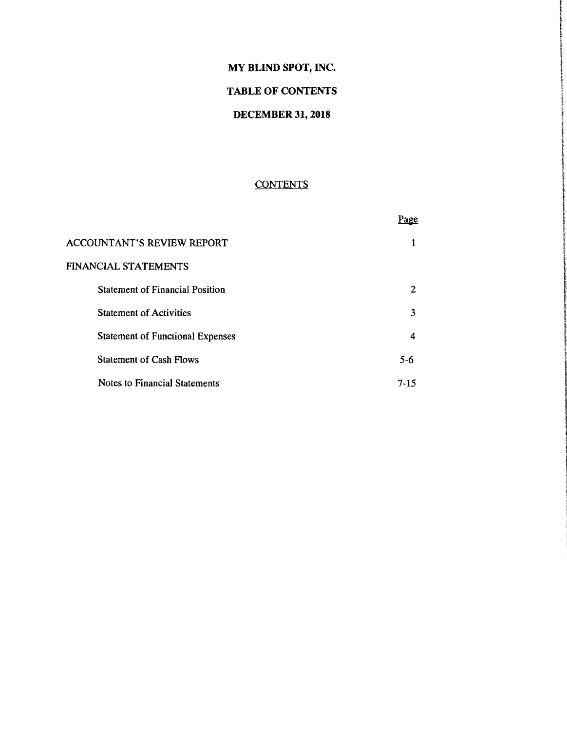# MY BLIND SPOT, INC.

## TABLE OF CONTENTS

## DECEMBER 31, 2018

CONTENTS

| | Page |
|---|---|
| ACCOUNTANT'S REVIEW REPORT | 1 |
| FINANCIAL STATEMENTS | |
| Statement of Financial Position | 2 |
| Statement of Activities | 3 |
| Statement of Functional Expenses | 4 |
| Statement of Cash Flows | 5-6 |
| Notes to Financial Statements | 7-15 |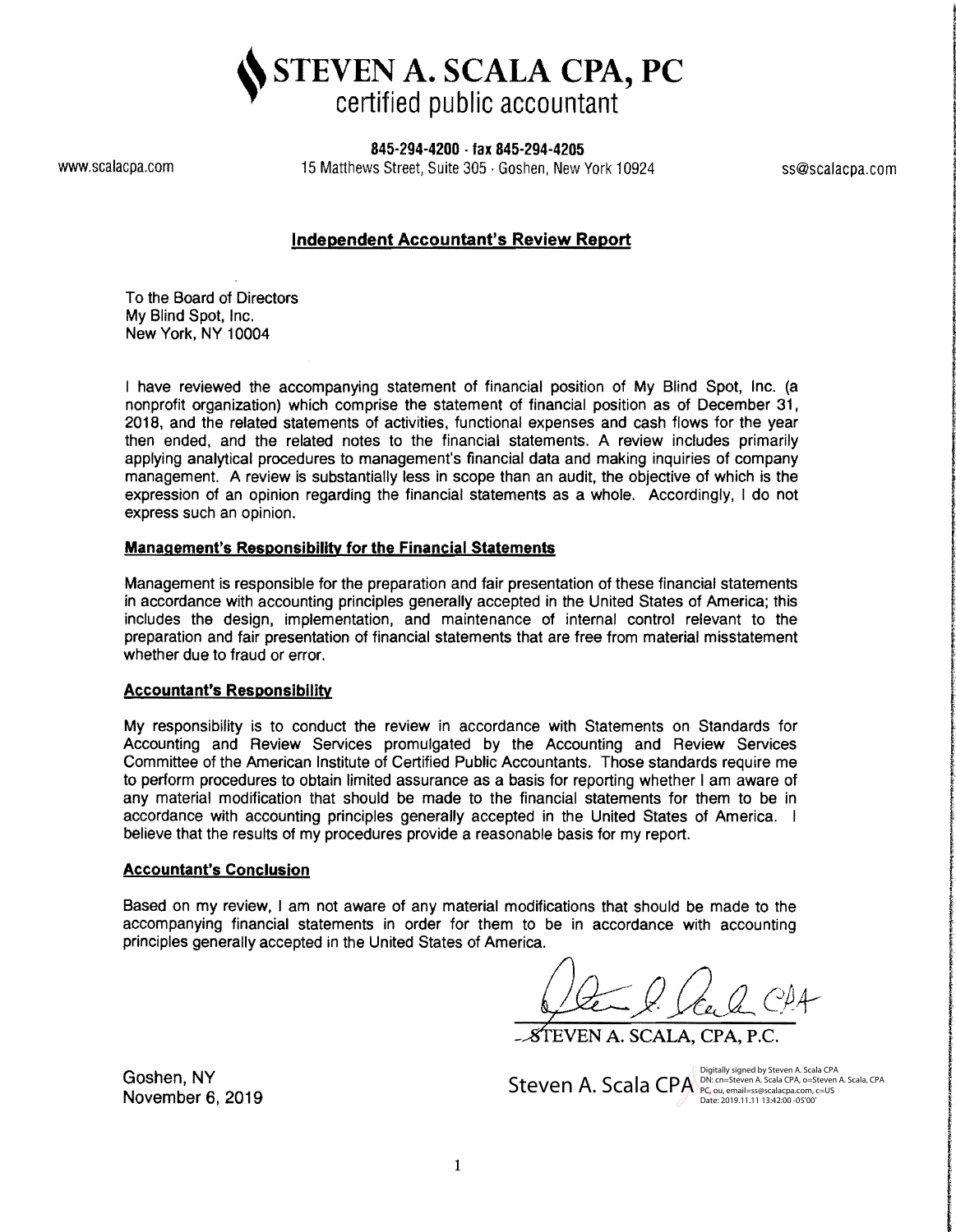# STEVEN A. SCALA CPA, PC

certified public accountant

**845-294-4200 · fax 845-294-4205**

www.scalacpa.com 15 Matthews Street, Suite 305 · Goshen, New York 10924 ss@scalacpa.com

## Independent Accountant's Review Report

To the Board of Directors
My Blind Spot, Inc.
New York, NY 10004

I have reviewed the accompanying statement of financial position of My Blind Spot, Inc. (a nonprofit organization) which comprise the statement of financial position as of December 31, 2018, and the related statements of activities, functional expenses and cash flows for the year then ended, and the related notes to the financial statements. A review includes primarily applying analytical procedures to management's financial data and making inquiries of company management. A review is substantially less in scope than an audit, the objective of which is the expression of an opinion regarding the financial statements as a whole. Accordingly, I do not express such an opinion.

### Management's Responsibility for the Financial Statements

Management is responsible for the preparation and fair presentation of these financial statements in accordance with accounting principles generally accepted in the United States of America; this includes the design, implementation, and maintenance of internal control relevant to the preparation and fair presentation of financial statements that are free from material misstatement whether due to fraud or error.

### Accountant's Responsibility

My responsibility is to conduct the review in accordance with Statements on Standards for Accounting and Review Services promulgated by the Accounting and Review Services Committee of the American Institute of Certified Public Accountants. Those standards require me to perform procedures to obtain limited assurance as a basis for reporting whether I am aware of any material modification that should be made to the financial statements for them to be in accordance with accounting principles generally accepted in the United States of America. I believe that the results of my procedures provide a reasonable basis for my report.

### Accountant's Conclusion

Based on my review, I am not aware of any material modifications that should be made to the accompanying financial statements in order for them to be in accordance with accounting principles generally accepted in the United States of America.

STEVEN A. SCALA, CPA, P.C.

Steven A. Scala CPA
Digitally signed by Steven A. Scala CPA
DN: cn=Steven A. Scala CPA, o=Steven A. Scala, CPA PC, ou, email=ss@scalacpa.com, c=US
Date: 2019.11.11 13:42:00 -05'00'

Goshen, NY
November 6, 2019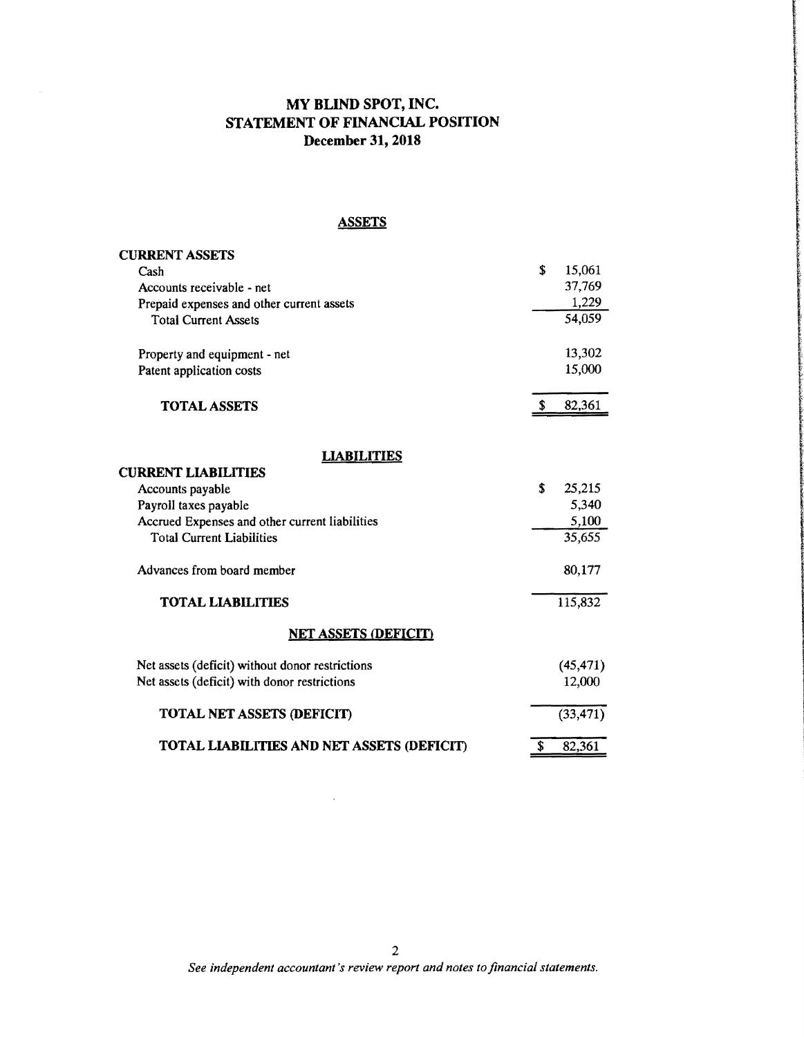# MY BLIND SPOT, INC.
## STATEMENT OF FINANCIAL POSITION
### December 31, 2018

**ASSETS**

| | |
|---|---|
| **CURRENT ASSETS** | |
| Cash | $ 15,061 |
| Accounts receivable - net | 37,769 |
| Prepaid expenses and other current assets | 1,229 |
| Total Current Assets | 54,059 |
| | |
| Property and equipment - net | 13,302 |
| Patent application costs | 15,000 |
| | |
| **TOTAL ASSETS** | $ 82,361 |

**LIABILITIES**

| | |
|---|---|
| **CURRENT LIABILITIES** | |
| Accounts payable | $ 25,215 |
| Payroll taxes payable | 5,340 |
| Accrued Expenses and other current liabilities | 5,100 |
| Total Current Liabilities | 35,655 |
| | |
| Advances from board member | 80,177 |
| | |
| **TOTAL LIABILITIES** | 115,832 |

**NET ASSETS (DEFICIT)**

| | |
|---|---|
| Net assets (deficit) without donor restrictions | (45,471) |
| Net assets (deficit) with donor restrictions | 12,000 |
| | |
| **TOTAL NET ASSETS (DEFICIT)** | (33,471) |
| | |
| **TOTAL LIABILITIES AND NET ASSETS (DEFICIT)** | $ 82,361 |

*See independent accountant's review report and notes to financial statements.*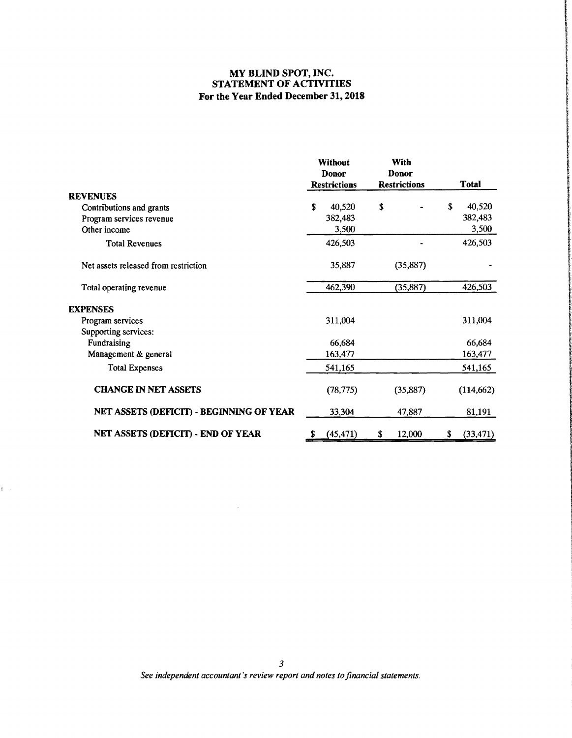# MY BLIND SPOT, INC.
## STATEMENT OF ACTIVITIES
### For the Year Ended December 31, 2018

| | Without Donor Restrictions | With Donor Restrictions | Total |
|---|---|---|---|
| **REVENUES** | | | |
| Contributions and grants | $ 40,520 | $ - | $ 40,520 |
| Program services revenue | 382,483 | | 382,483 |
| Other income | 3,500 | | 3,500 |
| Total Revenues | 426,503 | - | 426,503 |
| Net assets released from restriction | 35,887 | (35,887) | - |
| Total operating revenue | 462,390 | (35,887) | 426,503 |
| **EXPENSES** | | | |
| Program services | 311,004 | | 311,004 |
| Supporting services: | | | |
| Fundraising | 66,684 | | 66,684 |
| Management & general | 163,477 | | 163,477 |
| Total Expenses | 541,165 | | 541,165 |
| **CHANGE IN NET ASSETS** | (78,775) | (35,887) | (114,662) |
| **NET ASSETS (DEFICIT) - BEGINNING OF YEAR** | 33,304 | 47,887 | 81,191 |
| **NET ASSETS (DEFICIT) - END OF YEAR** | $ (45,471) | $ 12,000 | $ (33,471) |

*See independent accountant's review report and notes to financial statements.*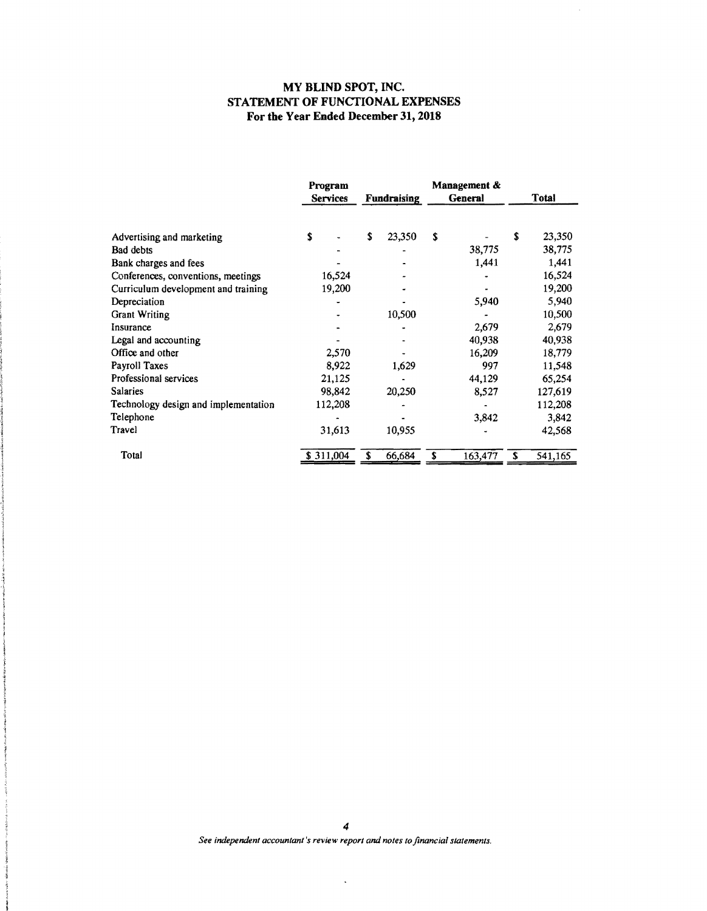# MY BLIND SPOT, INC.
## STATEMENT OF FUNCTIONAL EXPENSES
### For the Year Ended December 31, 2018

| | Program Services | Fundraising | Management & General | Total |
|---|---|---|---|---|
| Advertising and marketing | $ - | $ 23,350 | $ - | $ 23,350 |
| Bad debts | - | - | 38,775 | 38,775 |
| Bank charges and fees | - | - | 1,441 | 1,441 |
| Conferences, conventions, meetings | 16,524 | - | - | 16,524 |
| Curriculum development and training | 19,200 | - | - | 19,200 |
| Depreciation | - | - | 5,940 | 5,940 |
| Grant Writing | - | 10,500 | - | 10,500 |
| Insurance | - | - | 2,679 | 2,679 |
| Legal and accounting | - | - | 40,938 | 40,938 |
| Office and other | 2,570 | - | 16,209 | 18,779 |
| Payroll Taxes | 8,922 | 1,629 | 997 | 11,548 |
| Professional services | 21,125 | - | 44,129 | 65,254 |
| Salaries | 98,842 | 20,250 | 8,527 | 127,619 |
| Technology design and implementation | 112,208 | - | - | 112,208 |
| Telephone | - | - | 3,842 | 3,842 |
| Travel | 31,613 | 10,955 | - | 42,568 |
| Total | $ 311,004 | $ 66,684 | $ 163,477 | $ 541,165 |

*See independent accountant's review report and notes to financial statements.*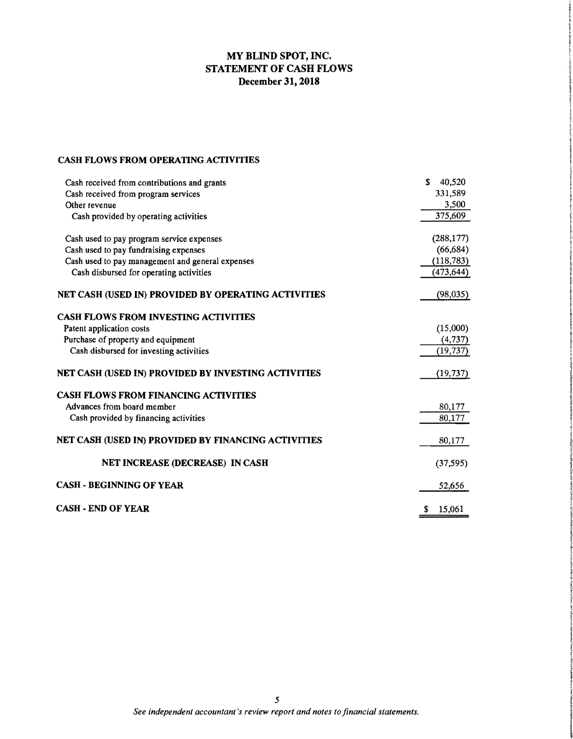# MY BLIND SPOT, INC.
## STATEMENT OF CASH FLOWS
### December 31, 2018

| | |
|---|---|
| **CASH FLOWS FROM OPERATING ACTIVITIES** | |
| Cash received from contributions and grants | $ 40,520 |
| Cash received from program services | 331,589 |
| Other revenue | 3,500 |
| Cash provided by operating activities | 375,609 |
| | |
| Cash used to pay program service expenses | (288,177) |
| Cash used to pay fundraising expenses | (66,684) |
| Cash used to pay management and general expenses | (118,783) |
| Cash disbursed for operating activities | (473,644) |
| | |
| **NET CASH (USED IN) PROVIDED BY OPERATING ACTIVITIES** | (98,035) |
| | |
| **CASH FLOWS FROM INVESTING ACTIVITIES** | |
| Patent application costs | (15,000) |
| Purchase of property and equipment | (4,737) |
| Cash disbursed for investing activities | (19,737) |
| | |
| **NET CASH (USED IN) PROVIDED BY INVESTING ACTIVITIES** | (19,737) |
| | |
| **CASH FLOWS FROM FINANCING ACTIVITIES** | |
| Advances from board member | 80,177 |
| Cash provided by financing activities | 80,177 |
| | |
| **NET CASH (USED IN) PROVIDED BY FINANCING ACTIVITIES** | 80,177 |
| | |
| **NET INCREASE (DECREASE) IN CASH** | (37,595) |
| | |
| **CASH - BEGINNING OF YEAR** | 52,656 |
| | |
| **CASH - END OF YEAR** | $ 15,061 |

*See independent accountant's review report and notes to financial statements.*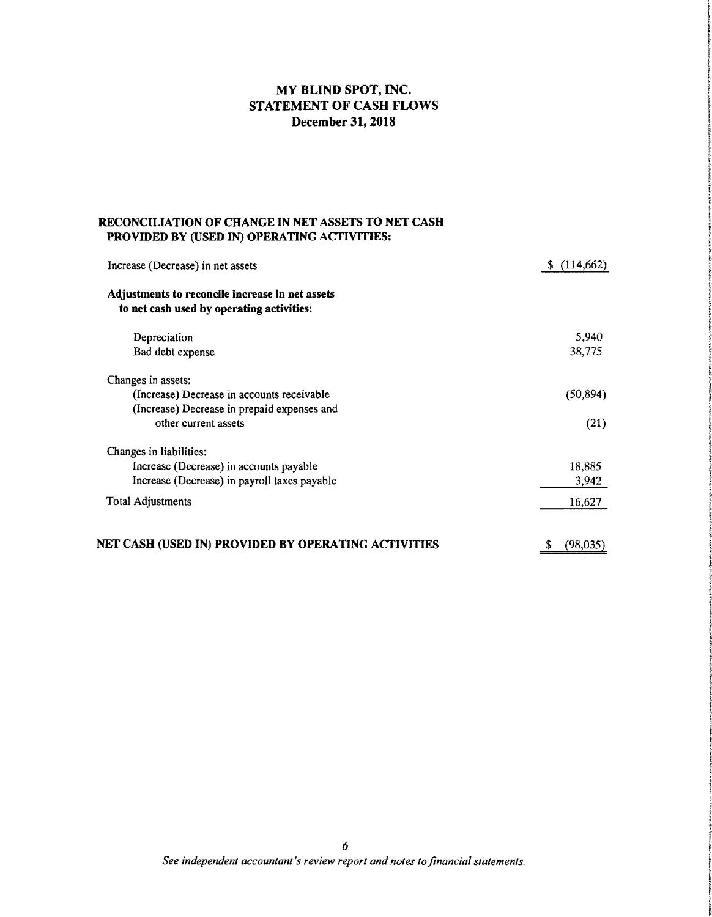# MY BLIND SPOT, INC.
## STATEMENT OF CASH FLOWS
### December 31, 2018

**RECONCILIATION OF CHANGE IN NET ASSETS TO NET CASH PROVIDED BY (USED IN) OPERATING ACTIVITIES:**

| | |
|---|---|
| Increase (Decrease) in net assets | $ (114,662) |
| **Adjustments to reconcile increase in net assets to net cash used by operating activities:** | |
| Depreciation | 5,940 |
| Bad debt expense | 38,775 |
| Changes in assets: | |
| (Increase) Decrease in accounts receivable | (50,894) |
| (Increase) Decrease in prepaid expenses and other current assets | (21) |
| Changes in liabilities: | |
| Increase (Decrease) in accounts payable | 18,885 |
| Increase (Decrease) in payroll taxes payable | 3,942 |
| Total Adjustments | 16,627 |
| **NET CASH (USED IN) PROVIDED BY OPERATING ACTIVITIES** | $ (98,035) |

*See independent accountant's review report and notes to financial statements.*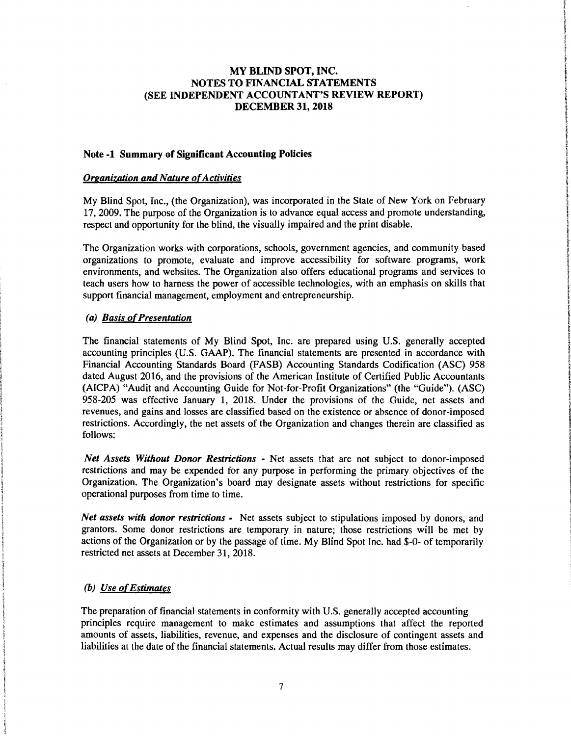# MY BLIND SPOT, INC.
# NOTES TO FINANCIAL STATEMENTS
# (SEE INDEPENDENT ACCOUNTANT'S REVIEW REPORT)
# DECEMBER 31, 2018

## Note -1 Summary of Significant Accounting Policies

### *Organization and Nature of Activities*

My Blind Spot, Inc., (the Organization), was incorporated in the State of New York on February 17, 2009. The purpose of the Organization is to advance equal access and promote understanding, respect and opportunity for the blind, the visually impaired and the print disable.

The Organization works with corporations, schools, government agencies, and community based organizations to promote, evaluate and improve accessibility for software programs, work environments, and websites. The Organization also offers educational programs and services to teach users how to harness the power of accessible technologies, with an emphasis on skills that support financial management, employment and entrepreneurship.

### *(a) Basis of Presentation*

The financial statements of My Blind Spot, Inc. are prepared using U.S. generally accepted accounting principles (U.S. GAAP). The financial statements are presented in accordance with Financial Accounting Standards Board (FASB) Accounting Standards Codification (ASC) 958 dated August 2016, and the provisions of the American Institute of Certified Public Accountants (AICPA) "Audit and Accounting Guide for Not-for-Profit Organizations" (the "Guide"). (ASC) 958-205 was effective January 1, 2018. Under the provisions of the Guide, net assets and revenues, and gains and losses are classified based on the existence or absence of donor-imposed restrictions. Accordingly, the net assets of the Organization and changes therein are classified as follows:

***Net Assets Without Donor Restrictions*** - Net assets that are not subject to donor-imposed restrictions and may be expended for any purpose in performing the primary objectives of the Organization. The Organization's board may designate assets without restrictions for specific operational purposes from time to time.

***Net assets with donor restrictions*** - Net assets subject to stipulations imposed by donors, and grantors. Some donor restrictions are temporary in nature; those restrictions will be met by actions of the Organization or by the passage of time. My Blind Spot Inc. had $-0- of temporarily restricted net assets at December 31, 2018.

### *(b) Use of Estimates*

The preparation of financial statements in conformity with U.S. generally accepted accounting principles require management to make estimates and assumptions that affect the reported amounts of assets, liabilities, revenue, and expenses and the disclosure of contingent assets and liabilities at the date of the financial statements. Actual results may differ from those estimates.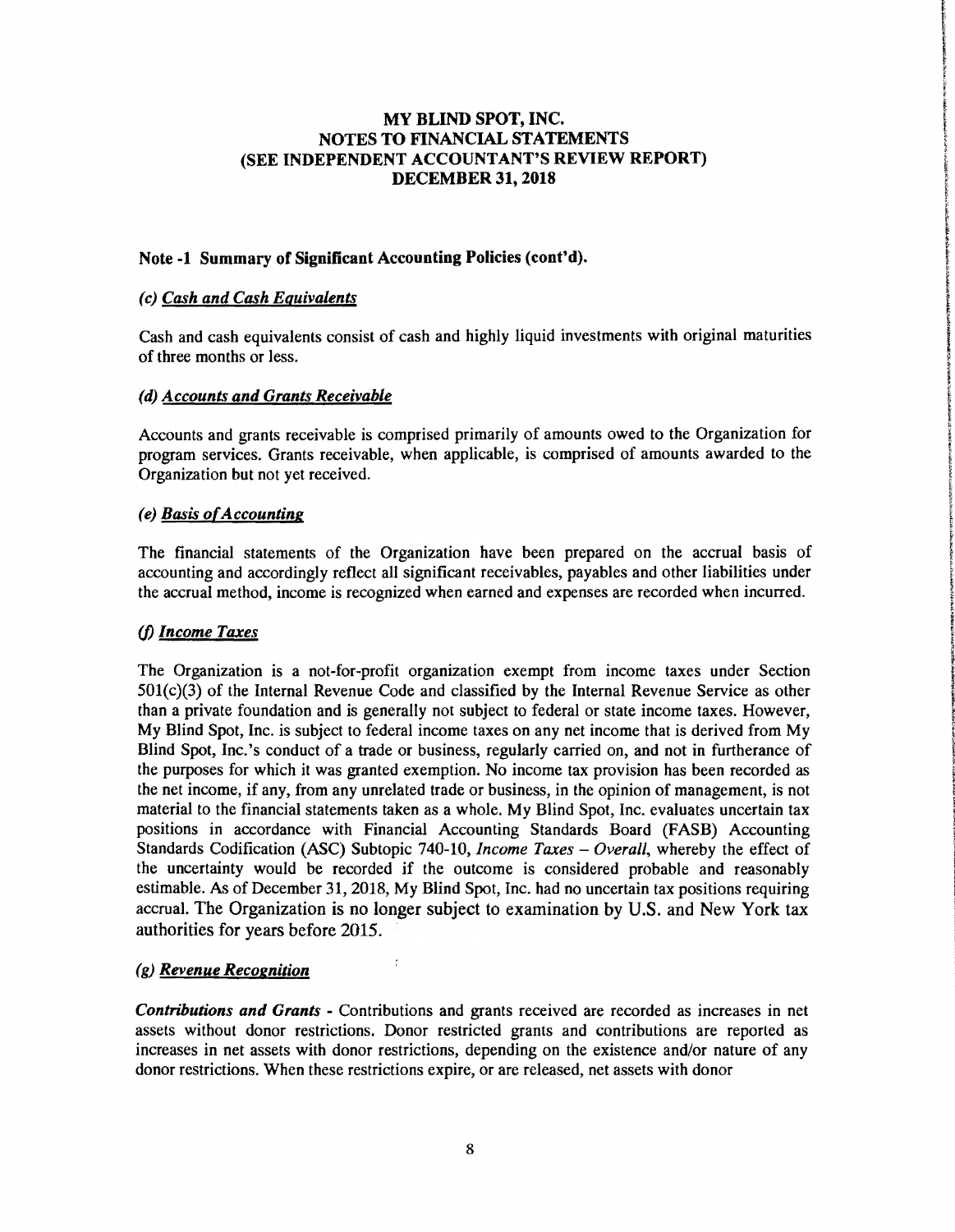# MY BLIND SPOT, INC.
# NOTES TO FINANCIAL STATEMENTS
# (SEE INDEPENDENT ACCOUNTANT'S REVIEW REPORT)
# DECEMBER 31, 2018

## Note -1 Summary of Significant Accounting Policies (cont'd).

### *(c) Cash and Cash Equivalents*

Cash and cash equivalents consist of cash and highly liquid investments with original maturities of three months or less.

### *(d) Accounts and Grants Receivable*

Accounts and grants receivable is comprised primarily of amounts owed to the Organization for program services. Grants receivable, when applicable, is comprised of amounts awarded to the Organization but not yet received.

### *(e) Basis of Accounting*

The financial statements of the Organization have been prepared on the accrual basis of accounting and accordingly reflect all significant receivables, payables and other liabilities under the accrual method, income is recognized when earned and expenses are recorded when incurred.

### *(f) Income Taxes*

The Organization is a not-for-profit organization exempt from income taxes under Section 501(c)(3) of the Internal Revenue Code and classified by the Internal Revenue Service as other than a private foundation and is generally not subject to federal or state income taxes. However, My Blind Spot, Inc. is subject to federal income taxes on any net income that is derived from My Blind Spot, Inc.'s conduct of a trade or business, regularly carried on, and not in furtherance of the purposes for which it was granted exemption. No income tax provision has been recorded as the net income, if any, from any unrelated trade or business, in the opinion of management, is not material to the financial statements taken as a whole. My Blind Spot, Inc. evaluates uncertain tax positions in accordance with Financial Accounting Standards Board (FASB) Accounting Standards Codification (ASC) Subtopic 740-10, *Income Taxes – Overall*, whereby the effect of the uncertainty would be recorded if the outcome is considered probable and reasonably estimable. As of December 31, 2018, My Blind Spot, Inc. had no uncertain tax positions requiring accrual. The Organization is no longer subject to examination by U.S. and New York tax authorities for years before 2015.

### *(g) Revenue Recognition*

***Contributions and Grants*** - Contributions and grants received are recorded as increases in net assets without donor restrictions. Donor restricted grants and contributions are reported as increases in net assets with donor restrictions, depending on the existence and/or nature of any donor restrictions. When these restrictions expire, or are released, net assets with donor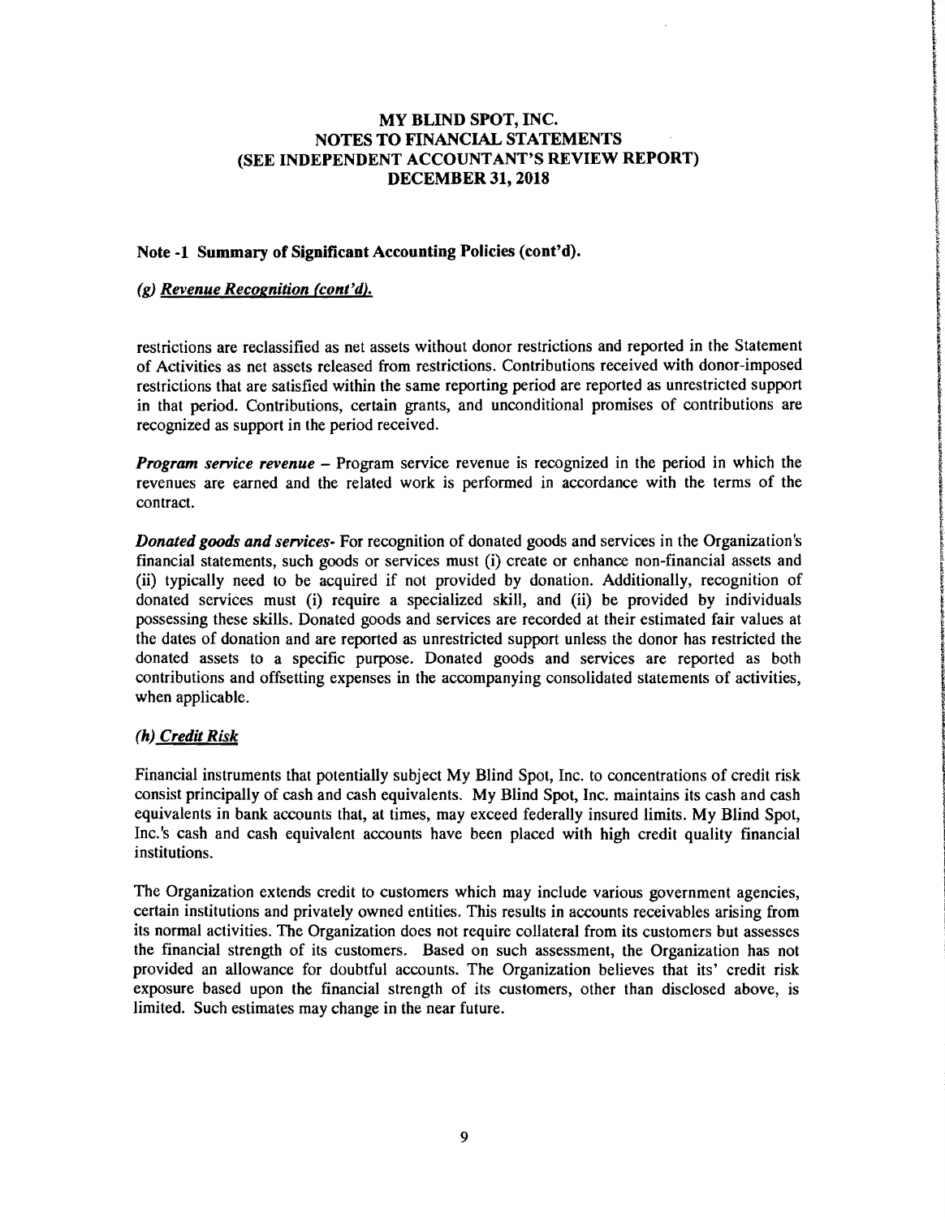# MY BLIND SPOT, INC.
# NOTES TO FINANCIAL STATEMENTS
# (SEE INDEPENDENT ACCOUNTANT'S REVIEW REPORT)
# DECEMBER 31, 2018

## Note -1 Summary of Significant Accounting Policies (cont'd).

### *(g) Revenue Recognition (cont'd).*

restrictions are reclassified as net assets without donor restrictions and reported in the Statement of Activities as net assets released from restrictions. Contributions received with donor-imposed restrictions that are satisfied within the same reporting period are reported as unrestricted support in that period. Contributions, certain grants, and unconditional promises of contributions are recognized as support in the period received.

***Program service revenue*** – Program service revenue is recognized in the period in which the revenues are earned and the related work is performed in accordance with the terms of the contract.

***Donated goods and services***- For recognition of donated goods and services in the Organization's financial statements, such goods or services must (i) create or enhance non-financial assets and (ii) typically need to be acquired if not provided by donation. Additionally, recognition of donated services must (i) require a specialized skill, and (ii) be provided by individuals possessing these skills. Donated goods and services are recorded at their estimated fair values at the dates of donation and are reported as unrestricted support unless the donor has restricted the donated assets to a specific purpose. Donated goods and services are reported as both contributions and offsetting expenses in the accompanying consolidated statements of activities, when applicable.

### *(h) Credit Risk*

Financial instruments that potentially subject My Blind Spot, Inc. to concentrations of credit risk consist principally of cash and cash equivalents. My Blind Spot, Inc. maintains its cash and cash equivalents in bank accounts that, at times, may exceed federally insured limits. My Blind Spot, Inc.'s cash and cash equivalent accounts have been placed with high credit quality financial institutions.

The Organization extends credit to customers which may include various government agencies, certain institutions and privately owned entities. This results in accounts receivables arising from its normal activities. The Organization does not require collateral from its customers but assesses the financial strength of its customers. Based on such assessment, the Organization has not provided an allowance for doubtful accounts. The Organization believes that its' credit risk exposure based upon the financial strength of its customers, other than disclosed above, is limited. Such estimates may change in the near future.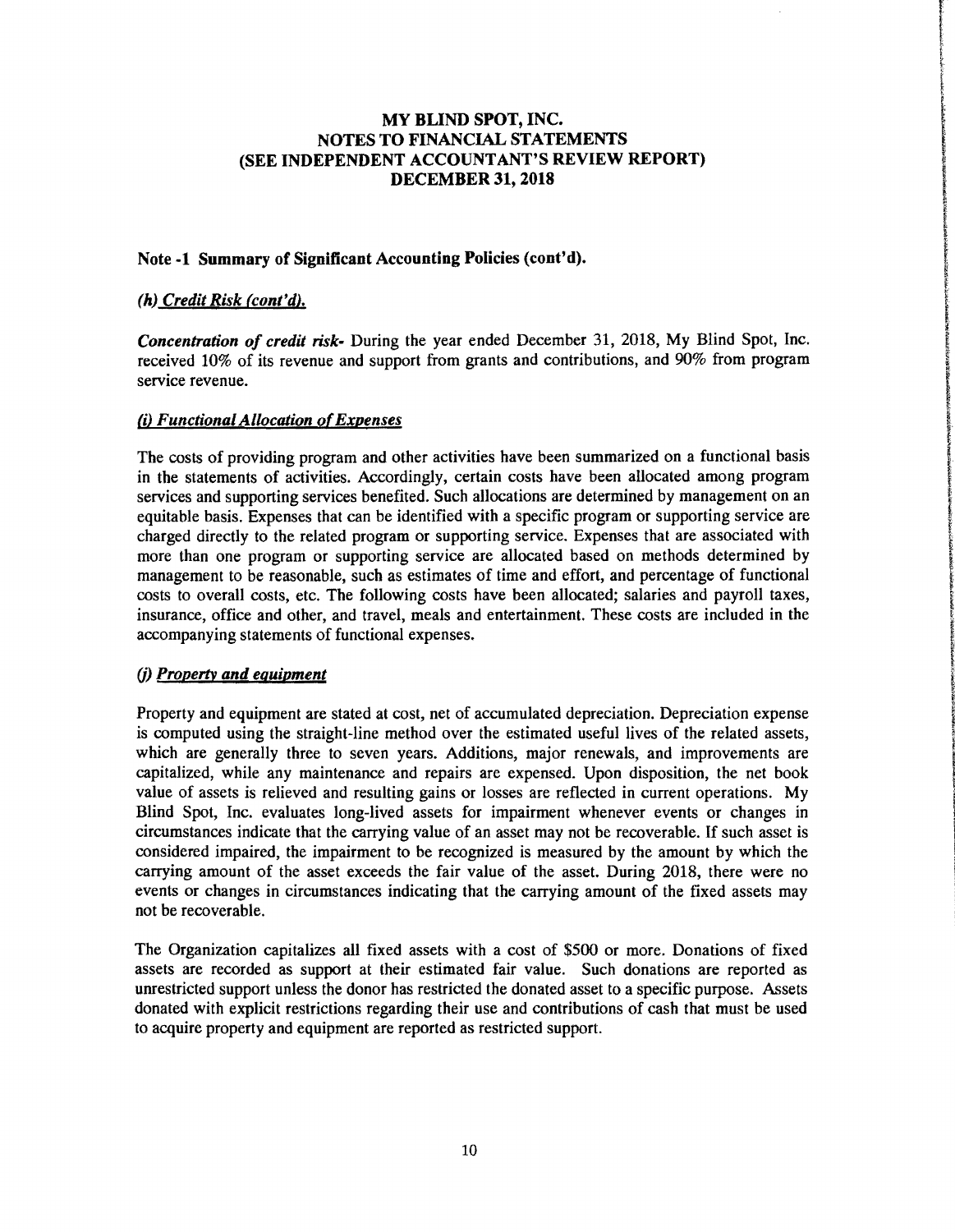# MY BLIND SPOT, INC.
# NOTES TO FINANCIAL STATEMENTS
# (SEE INDEPENDENT ACCOUNTANT'S REVIEW REPORT)
# DECEMBER 31, 2018

## Note -1 Summary of Significant Accounting Policies (cont'd).

### *(h) Credit Risk (cont'd).*

***Concentration of credit risk-*** During the year ended December 31, 2018, My Blind Spot, Inc. received 10% of its revenue and support from grants and contributions, and 90% from program service revenue.

### *(i) Functional Allocation of Expenses*

The costs of providing program and other activities have been summarized on a functional basis in the statements of activities. Accordingly, certain costs have been allocated among program services and supporting services benefited. Such allocations are determined by management on an equitable basis. Expenses that can be identified with a specific program or supporting service are charged directly to the related program or supporting service. Expenses that are associated with more than one program or supporting service are allocated based on methods determined by management to be reasonable, such as estimates of time and effort, and percentage of functional costs to overall costs, etc. The following costs have been allocated; salaries and payroll taxes, insurance, office and other, and travel, meals and entertainment. These costs are included in the accompanying statements of functional expenses.

### *(j) Property and equipment*

Property and equipment are stated at cost, net of accumulated depreciation. Depreciation expense is computed using the straight-line method over the estimated useful lives of the related assets, which are generally three to seven years. Additions, major renewals, and improvements are capitalized, while any maintenance and repairs are expensed. Upon disposition, the net book value of assets is relieved and resulting gains or losses are reflected in current operations. My Blind Spot, Inc. evaluates long-lived assets for impairment whenever events or changes in circumstances indicate that the carrying value of an asset may not be recoverable. If such asset is considered impaired, the impairment to be recognized is measured by the amount by which the carrying amount of the asset exceeds the fair value of the asset. During 2018, there were no events or changes in circumstances indicating that the carrying amount of the fixed assets may not be recoverable.

The Organization capitalizes all fixed assets with a cost of $500 or more. Donations of fixed assets are recorded as support at their estimated fair value. Such donations are reported as unrestricted support unless the donor has restricted the donated asset to a specific purpose. Assets donated with explicit restrictions regarding their use and contributions of cash that must be used to acquire property and equipment are reported as restricted support.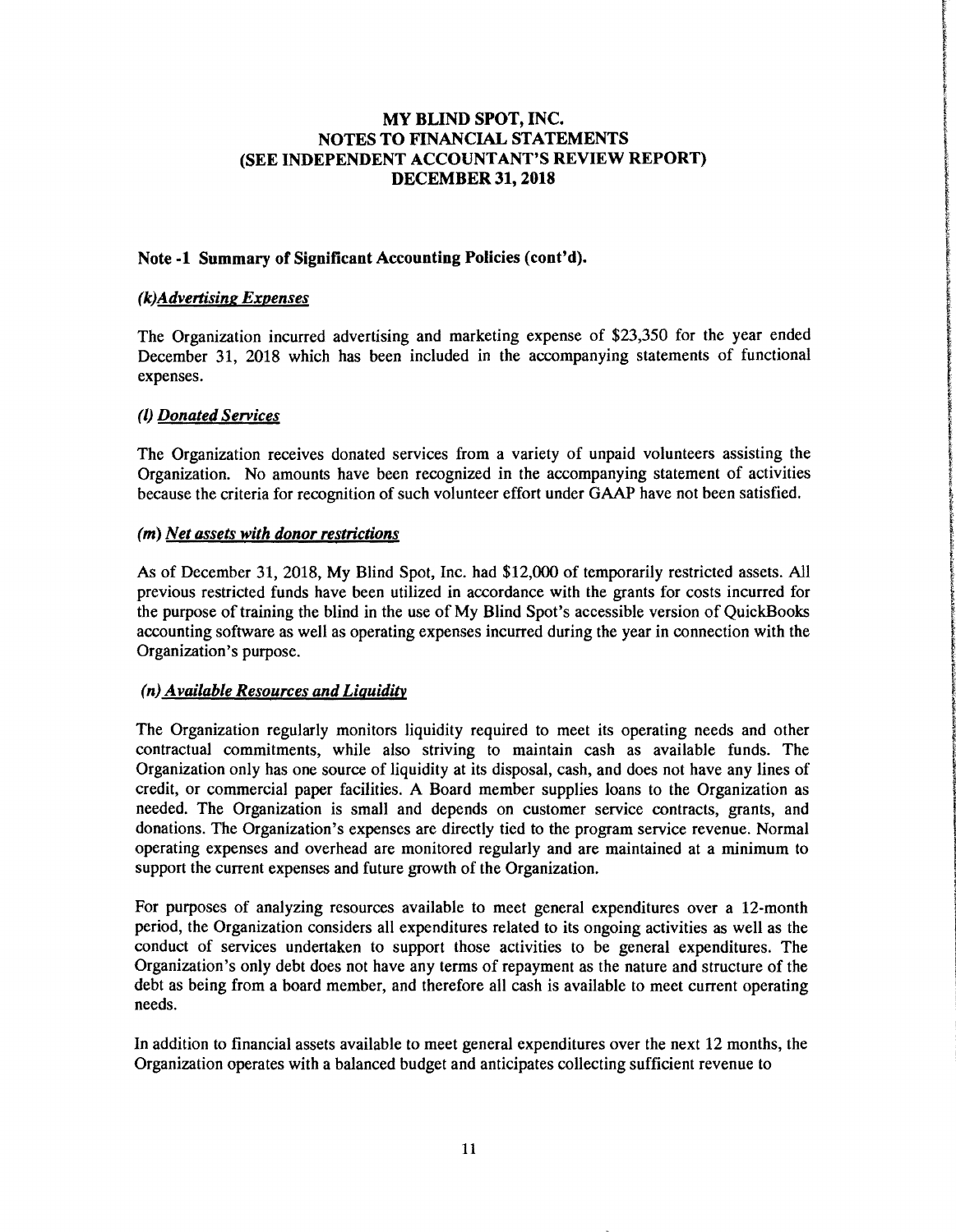# MY BLIND SPOT, INC.
# NOTES TO FINANCIAL STATEMENTS
# (SEE INDEPENDENT ACCOUNTANT'S REVIEW REPORT)
# DECEMBER 31, 2018

## Note -1 Summary of Significant Accounting Policies (cont'd).

### *(k)Advertising Expenses*

The Organization incurred advertising and marketing expense of $23,350 for the year ended December 31, 2018 which has been included in the accompanying statements of functional expenses.

### *(l) Donated Services*

The Organization receives donated services from a variety of unpaid volunteers assisting the Organization. No amounts have been recognized in the accompanying statement of activities because the criteria for recognition of such volunteer effort under GAAP have not been satisfied.

### *(m) Net assets with donor restrictions*

As of December 31, 2018, My Blind Spot, Inc. had $12,000 of temporarily restricted assets. All previous restricted funds have been utilized in accordance with the grants for costs incurred for the purpose of training the blind in the use of My Blind Spot's accessible version of QuickBooks accounting software as well as operating expenses incurred during the year in connection with the Organization's purpose.

### *(n) Available Resources and Liquidity*

The Organization regularly monitors liquidity required to meet its operating needs and other contractual commitments, while also striving to maintain cash as available funds. The Organization only has one source of liquidity at its disposal, cash, and does not have any lines of credit, or commercial paper facilities. A Board member supplies loans to the Organization as needed. The Organization is small and depends on customer service contracts, grants, and donations. The Organization's expenses are directly tied to the program service revenue. Normal operating expenses and overhead are monitored regularly and are maintained at a minimum to support the current expenses and future growth of the Organization.

For purposes of analyzing resources available to meet general expenditures over a 12-month period, the Organization considers all expenditures related to its ongoing activities as well as the conduct of services undertaken to support those activities to be general expenditures. The Organization's only debt does not have any terms of repayment as the nature and structure of the debt as being from a board member, and therefore all cash is available to meet current operating needs.

In addition to financial assets available to meet general expenditures over the next 12 months, the Organization operates with a balanced budget and anticipates collecting sufficient revenue to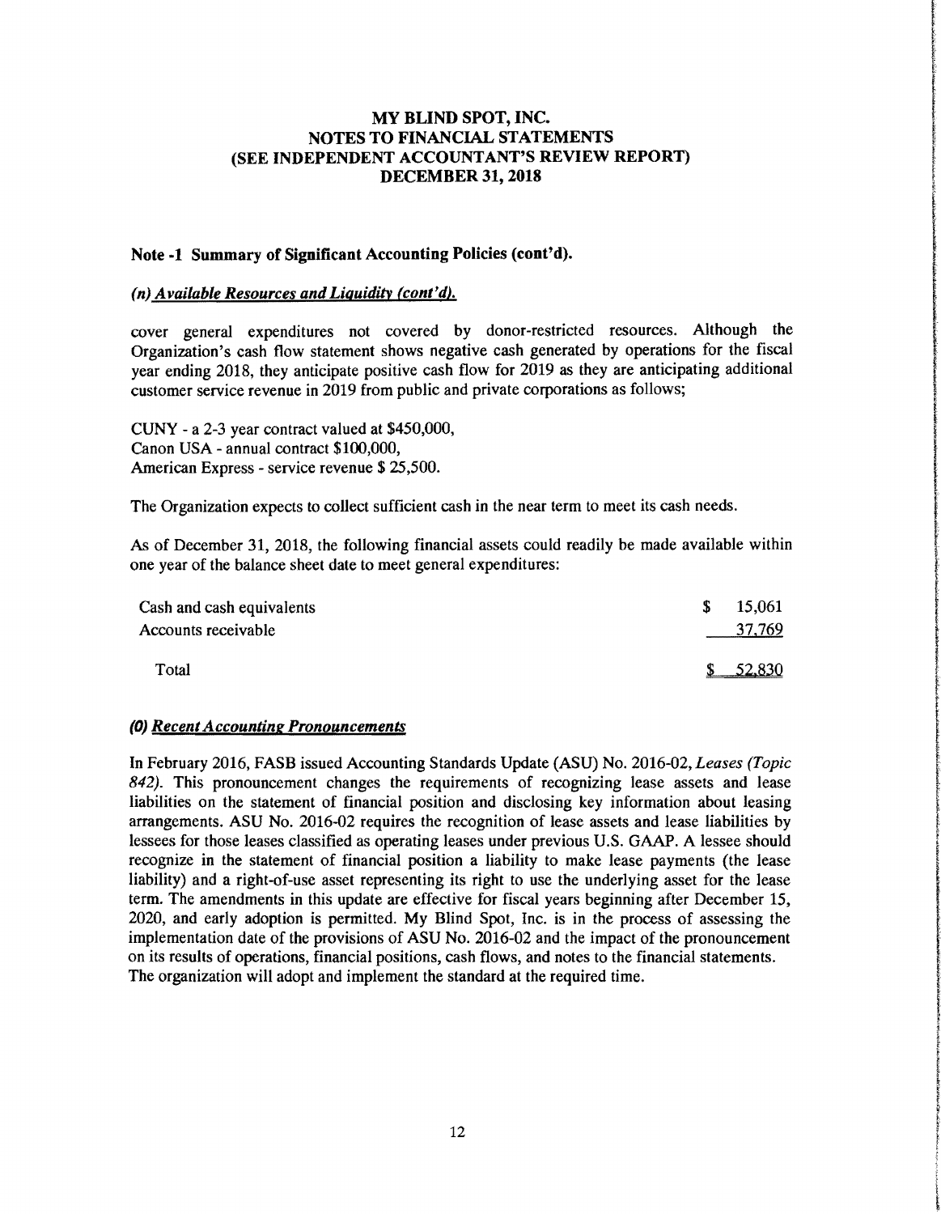# MY BLIND SPOT, INC.
# NOTES TO FINANCIAL STATEMENTS
# (SEE INDEPENDENT ACCOUNTANT'S REVIEW REPORT)
# DECEMBER 31, 2018

## Note -1 Summary of Significant Accounting Policies (cont'd).

### *(n) Available Resources and Liquidity (cont'd).*

cover general expenditures not covered by donor-restricted resources. Although the Organization's cash flow statement shows negative cash generated by operations for the fiscal year ending 2018, they anticipate positive cash flow for 2019 as they are anticipating additional customer service revenue in 2019 from public and private corporations as follows;

CUNY - a 2-3 year contract valued at $450,000,
Canon USA - annual contract $100,000,
American Express - service revenue $ 25,500.

The Organization expects to collect sufficient cash in the near term to meet its cash needs.

As of December 31, 2018, the following financial assets could readily be made available within one year of the balance sheet date to meet general expenditures:

| | |
|---|---|
| Cash and cash equivalents | $ 15,061 |
| Accounts receivable | 37,769 |
| Total | $ 52,830 |

### *(0) Recent Accounting Pronouncements*

In February 2016, FASB issued Accounting Standards Update (ASU) No. 2016-02, *Leases (Topic 842).* This pronouncement changes the requirements of recognizing lease assets and lease liabilities on the statement of financial position and disclosing key information about leasing arrangements. ASU No. 2016-02 requires the recognition of lease assets and lease liabilities by lessees for those leases classified as operating leases under previous U.S. GAAP. A lessee should recognize in the statement of financial position a liability to make lease payments (the lease liability) and a right-of-use asset representing its right to use the underlying asset for the lease term. The amendments in this update are effective for fiscal years beginning after December 15, 2020, and early adoption is permitted. My Blind Spot, Inc. is in the process of assessing the implementation date of the provisions of ASU No. 2016-02 and the impact of the pronouncement on its results of operations, financial positions, cash flows, and notes to the financial statements. The organization will adopt and implement the standard at the required time.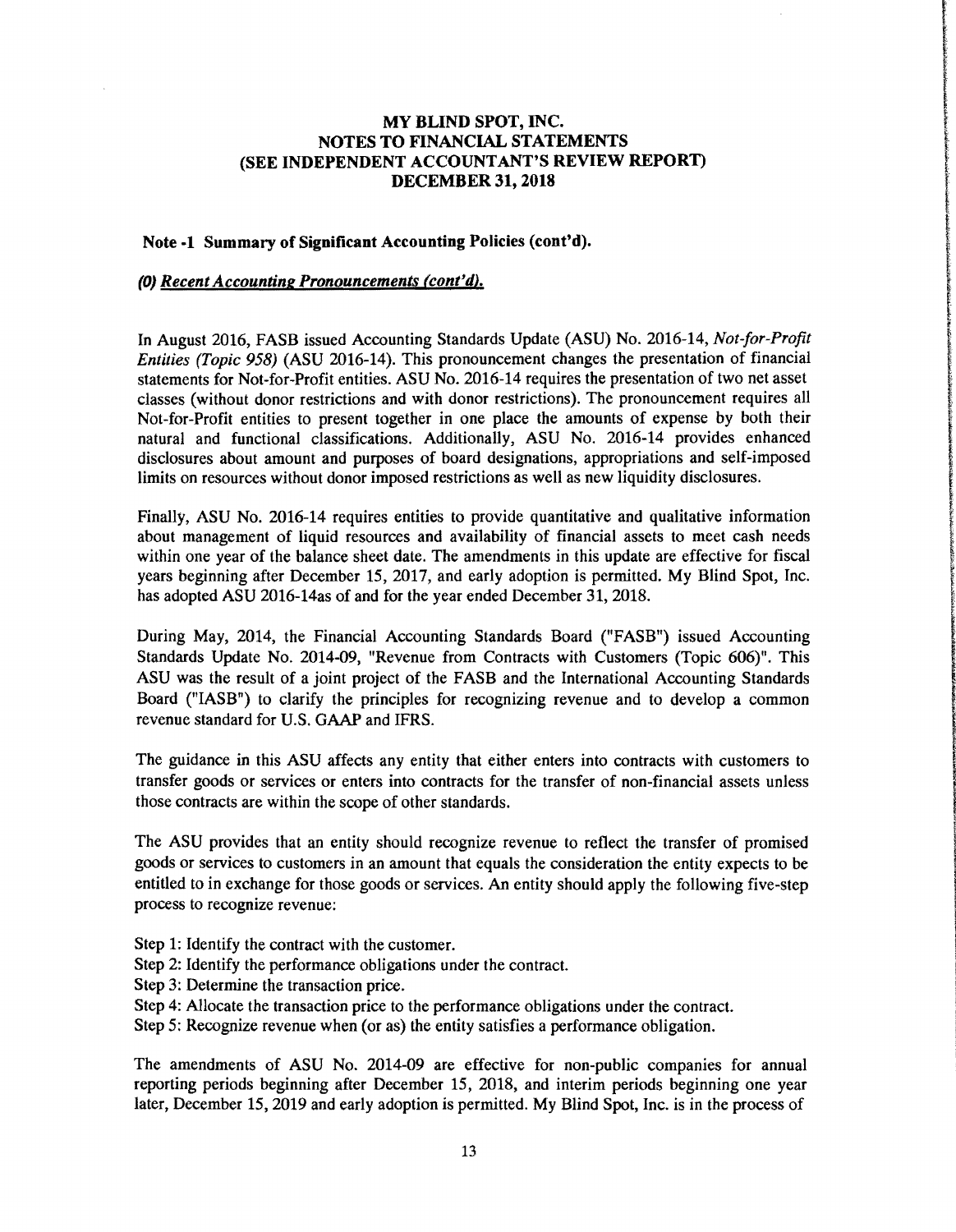## MY BLIND SPOT, INC.
## NOTES TO FINANCIAL STATEMENTS
## (SEE INDEPENDENT ACCOUNTANT'S REVIEW REPORT)
## DECEMBER 31, 2018

### Note -1 Summary of Significant Accounting Policies (cont'd).

***(0) Recent Accounting Pronouncements (cont'd).***

In August 2016, FASB issued Accounting Standards Update (ASU) No. 2016-14, *Not-for-Profit Entities (Topic 958)* (ASU 2016-14). This pronouncement changes the presentation of financial statements for Not-for-Profit entities. ASU No. 2016-14 requires the presentation of two net asset classes (without donor restrictions and with donor restrictions). The pronouncement requires all Not-for-Profit entities to present together in one place the amounts of expense by both their natural and functional classifications. Additionally, ASU No. 2016-14 provides enhanced disclosures about amount and purposes of board designations, appropriations and self-imposed limits on resources without donor imposed restrictions as well as new liquidity disclosures.

Finally, ASU No. 2016-14 requires entities to provide quantitative and qualitative information about management of liquid resources and availability of financial assets to meet cash needs within one year of the balance sheet date. The amendments in this update are effective for fiscal years beginning after December 15, 2017, and early adoption is permitted. My Blind Spot, Inc. has adopted ASU 2016-14as of and for the year ended December 31, 2018.

During May, 2014, the Financial Accounting Standards Board ("FASB") issued Accounting Standards Update No. 2014-09, "Revenue from Contracts with Customers (Topic 606)". This ASU was the result of a joint project of the FASB and the International Accounting Standards Board ("IASB") to clarify the principles for recognizing revenue and to develop a common revenue standard for U.S. GAAP and IFRS.

The guidance in this ASU affects any entity that either enters into contracts with customers to transfer goods or services or enters into contracts for the transfer of non-financial assets unless those contracts are within the scope of other standards.

The ASU provides that an entity should recognize revenue to reflect the transfer of promised goods or services to customers in an amount that equals the consideration the entity expects to be entitled to in exchange for those goods or services. An entity should apply the following five-step process to recognize revenue:

Step 1: Identify the contract with the customer.
Step 2: Identify the performance obligations under the contract.
Step 3: Determine the transaction price.
Step 4: Allocate the transaction price to the performance obligations under the contract.
Step 5: Recognize revenue when (or as) the entity satisfies a performance obligation.

The amendments of ASU No. 2014-09 are effective for non-public companies for annual reporting periods beginning after December 15, 2018, and interim periods beginning one year later, December 15, 2019 and early adoption is permitted. My Blind Spot, Inc. is in the process of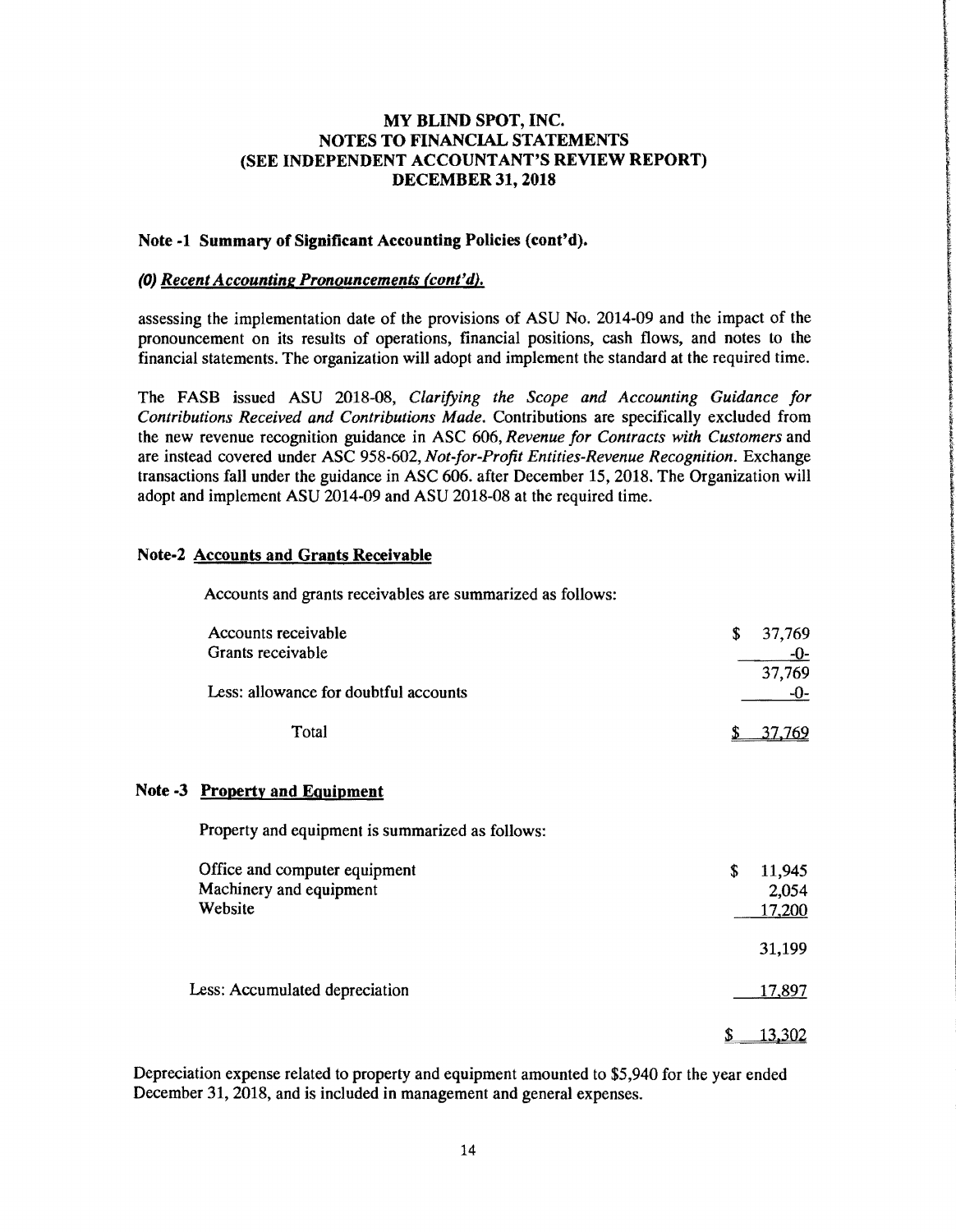# MY BLIND SPOT, INC.
# NOTES TO FINANCIAL STATEMENTS
# (SEE INDEPENDENT ACCOUNTANT'S REVIEW REPORT)
# DECEMBER 31, 2018

### Note -1 Summary of Significant Accounting Policies (cont'd).

***(0) Recent Accounting Pronouncements (cont'd).***

assessing the implementation date of the provisions of ASU No. 2014-09 and the impact of the pronouncement on its results of operations, financial positions, cash flows, and notes to the financial statements. The organization will adopt and implement the standard at the required time.

The FASB issued ASU 2018-08, *Clarifying the Scope and Accounting Guidance for Contributions Received and Contributions Made.* Contributions are specifically excluded from the new revenue recognition guidance in ASC 606, *Revenue for Contracts with Customers* and are instead covered under ASC 958-602, *Not-for-Profit Entities-Revenue Recognition.* Exchange transactions fall under the guidance in ASC 606. after December 15, 2018. The Organization will adopt and implement ASU 2014-09 and ASU 2018-08 at the required time.

### Note-2 Accounts and Grants Receivable

Accounts and grants receivables are summarized as follows:

| | |
|---|---|
| Accounts receivable | $ 37,769 |
| Grants receivable | -0- |
| | 37,769 |
| Less: allowance for doubtful accounts | -0- |
| Total | $ 37,769 |

### Note -3 Property and Equipment

Property and equipment is summarized as follows:

| | |
|---|---|
| Office and computer equipment | $ 11,945 |
| Machinery and equipment | 2,054 |
| Website | 17,200 |
| | 31,199 |
| Less: Accumulated depreciation | 17,897 |
| | $ 13,302 |

Depreciation expense related to property and equipment amounted to $5,940 for the year ended December 31, 2018, and is included in management and general expenses.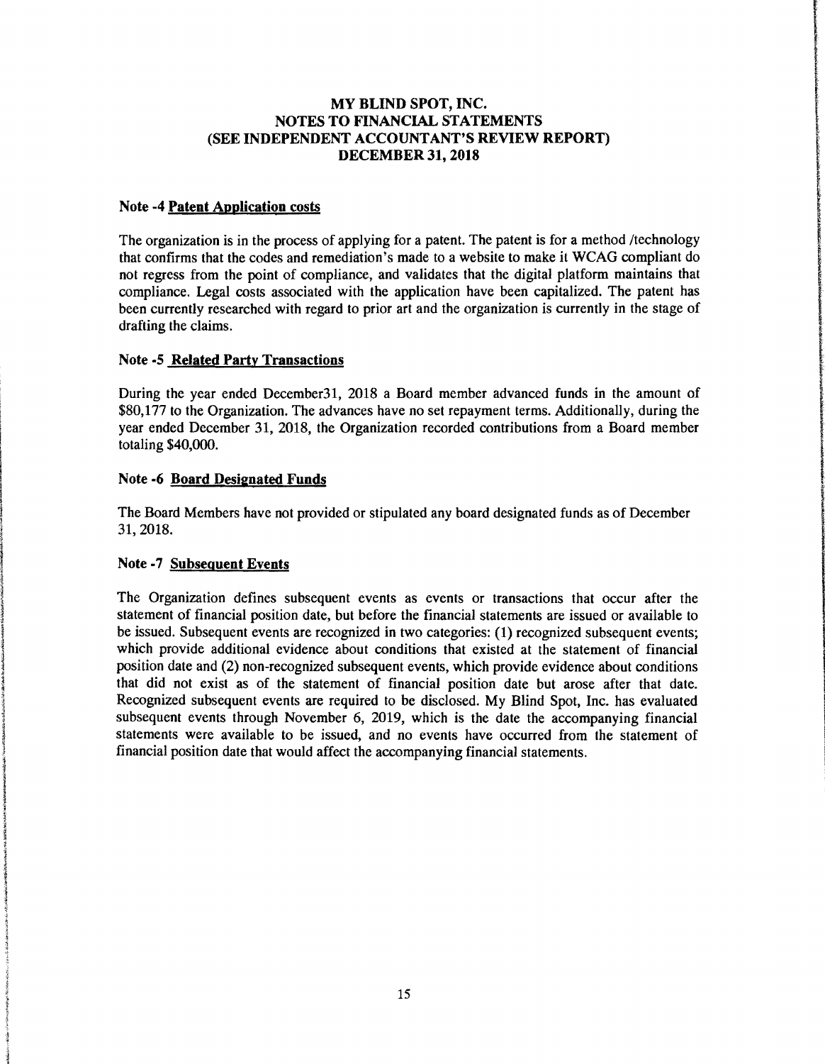# MY BLIND SPOT, INC.
# NOTES TO FINANCIAL STATEMENTS
# (SEE INDEPENDENT ACCOUNTANT'S REVIEW REPORT)
# DECEMBER 31, 2018

**Note -4 Patent Application costs**

The organization is in the process of applying for a patent. The patent is for a method /technology that confirms that the codes and remediation's made to a website to make it WCAG compliant do not regress from the point of compliance, and validates that the digital platform maintains that compliance. Legal costs associated with the application have been capitalized. The patent has been currently researched with regard to prior art and the organization is currently in the stage of drafting the claims.

**Note -5 Related Party Transactions**

During the year ended December31, 2018 a Board member advanced funds in the amount of \$80,177 to the Organization. The advances have no set repayment terms. Additionally, during the year ended December 31, 2018, the Organization recorded contributions from a Board member totaling \$40,000.

**Note -6 Board Designated Funds**

The Board Members have not provided or stipulated any board designated funds as of December 31, 2018.

**Note -7 Subsequent Events**

The Organization defines subsequent events as events or transactions that occur after the statement of financial position date, but before the financial statements are issued or available to be issued. Subsequent events are recognized in two categories: (1) recognized subsequent events; which provide additional evidence about conditions that existed at the statement of financial position date and (2) non-recognized subsequent events, which provide evidence about conditions that did not exist as of the statement of financial position date but arose after that date. Recognized subsequent events are required to be disclosed. My Blind Spot, Inc. has evaluated subsequent events through November 6, 2019, which is the date the accompanying financial statements were available to be issued, and no events have occurred from the statement of financial position date that would affect the accompanying financial statements.